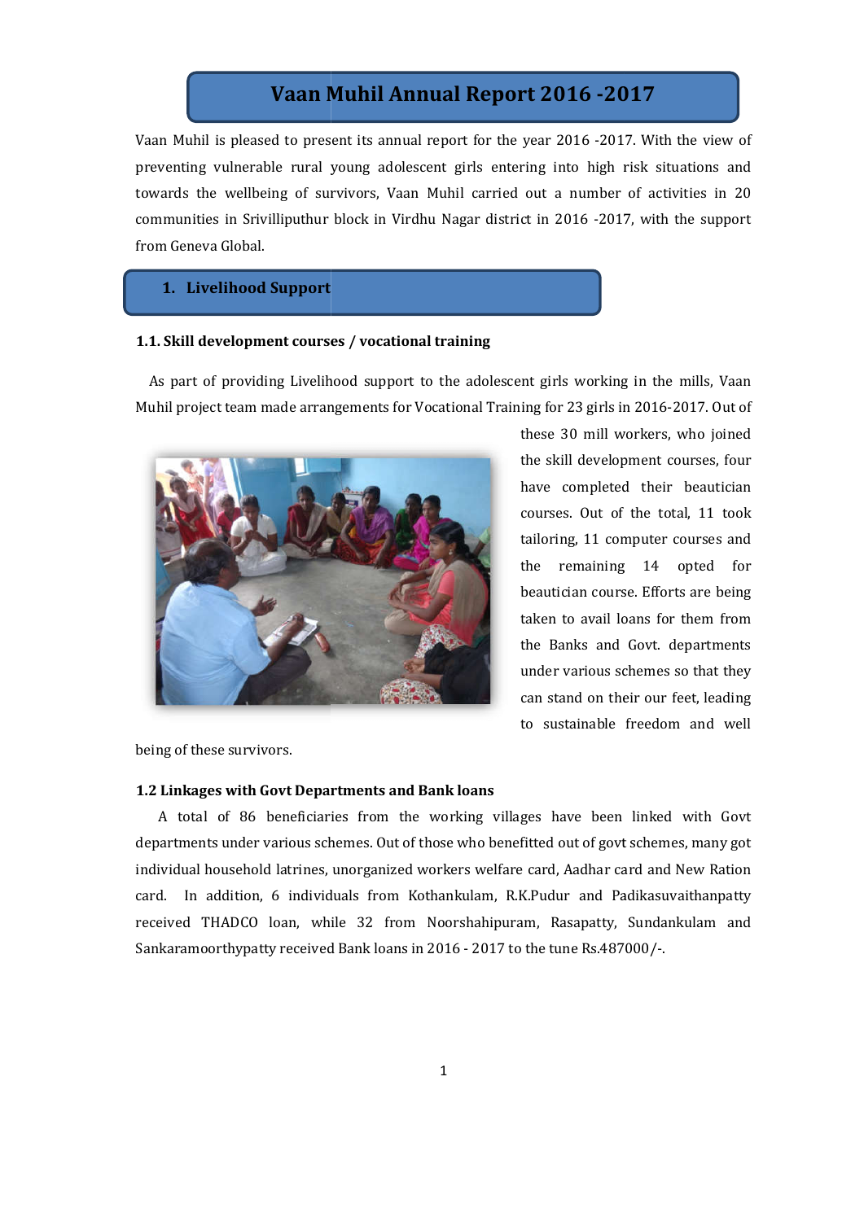# Vaan Muhil Annual Report 2016 -2017

Vaan Muhil is pleased to present its annual report for the year 2016 -2017. With the view of preventing vulnerable rural young adolescent girls entering into high risk situations and towards the wellbeing of survivors, Vaan Muhil carried out a number of activities in 20 communities in Srivilliputhur block in Virdhu Nagar district in 2016 -2017, with the support from Geneva Global.

## 1. Livelihood Support

### 1.1. Skill development courses / vocational training

As part of providing Livelihood support to the adolescent girls working in the mills, Vaan Muhil project team made arrangements for Vocational Training for 23 girls in 2016-2017. Out of these 30 mill workers, who joined the skill development courses, four have completed their beautician courses. Out of the total, 11 took tailoring, 11 computer courses and the remaining 14 opted for beautician course. Efforts are being taken to avail loans for them from the Banks and Govt. departments under various schemes so that they can stand on their our feet, leading to sustainable freedom and well being of these survivors.

### 1.2 Linkages with Govt Departments and Bank loans

A total of 86 beneficiaries from the working villages have been linked with Govt departments under various schemes. Out of those who benefitted out of govt schemes, many got individual household latrines, unorganized workers welfare card, Aadhar card and New Ration card. In addition, 6 individuals from Kothankulam, R.K.Pudur and Padikasuvaithanpatty received THADCO loan, while 32 from Noorshahipuram, Rasapatty, Sundankulam and Sankaramoorthypatty received Bank loans in 2016 - 2017 to the tune Rs.487000/-.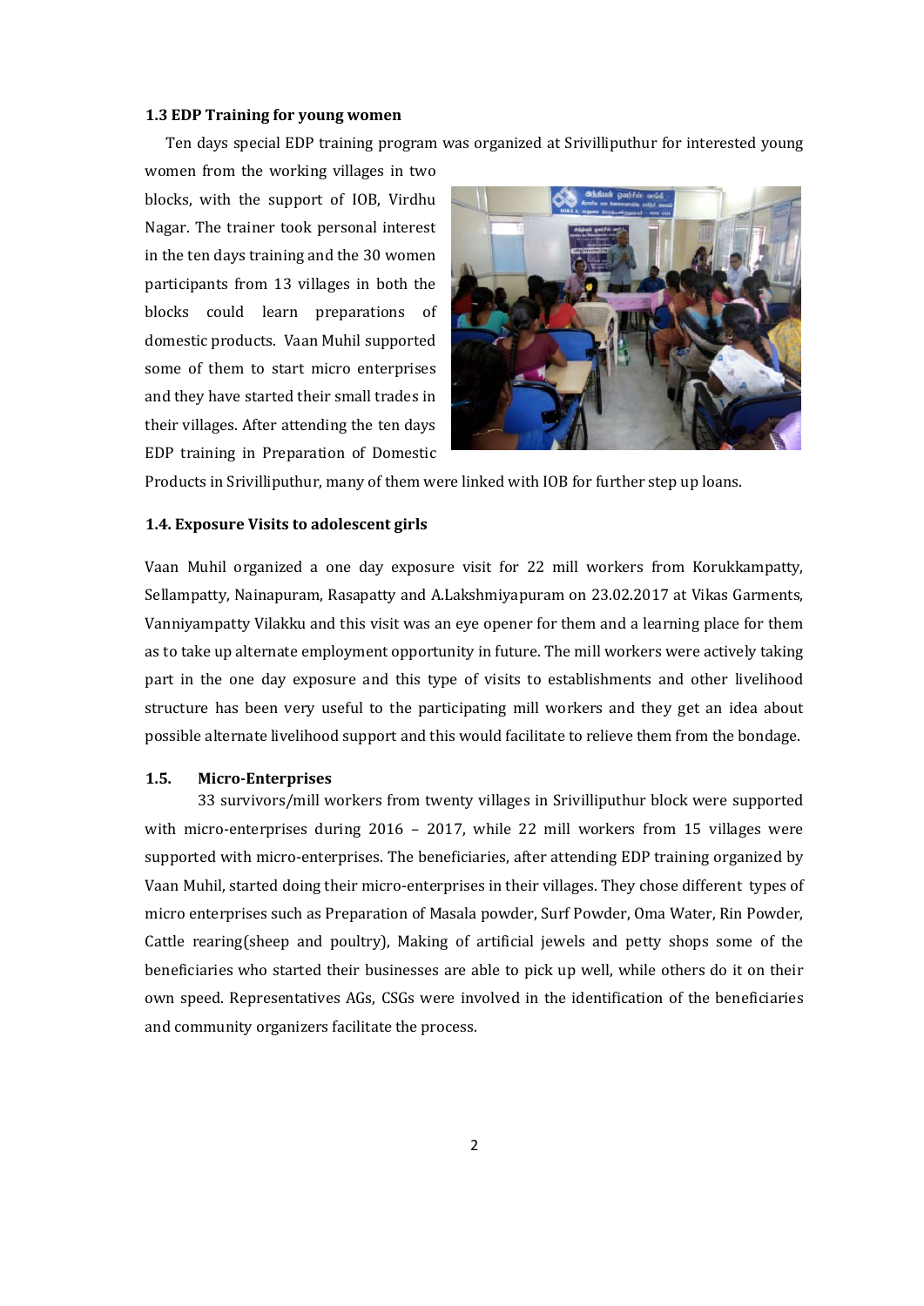### 1.3 EDP Training for young women

Ten days special EDP training program was organized at Srivilliputhur for interested young women from the working villages in two blocks, with the support of IOB, Virdhu Nagar. The trainer took personal interest in the ten days training and the 30 women participants from 13 villages in both the blocks could learn preparations of domestic products. Vaan Muhil supported some of them to start micro enterprises and they have started their small trades in their villages. After attending the ten days EDP training in Preparation of Domestic Products in Srivilliputhur, many of them were linked with IOB for further step up loans.

### 1.4. Exposure Visits to adolescent girls

Vaan Muhil organized a one day exposure visit for 22 mill workers from Korukkampatty, Sellampatty, Nainapuram, Rasapatty and A.Lakshmiyapuram on 23.02.2017 at Vikas Garments, Vanniyampatty Vilakku and this visit was an eye opener for them and a learning place for them as to take up alternate employment opportunity in future. The mill workers were actively taking part in the one day exposure and this type of visits to establishments and other livelihood structure has been very useful to the participating mill workers and they get an idea about possible alternate livelihood support and this would facilitate to relieve them from the bondage.

### 1.5. Micro-Enterprises

33 survivors/mill workers from twenty villages in Srivilliputhur block were supported with micro-enterprises during 2016 – 2017, while 22 mill workers from 15 villages were supported with micro-enterprises. The beneficiaries, after attending EDP training organized by Vaan Muhil, started doing their micro-enterprises in their villages. They chose different types of micro enterprises such as Preparation of Masala powder, Surf Powder, Oma Water, Rin Powder, Cattle rearing(sheep and poultry), Making of artificial jewels and petty shops some of the beneficiaries who started their businesses are able to pick up well, while others do it on their own speed. Representatives AGs, CSGs were involved in the identification of the beneficiaries and community organizers facilitate the process.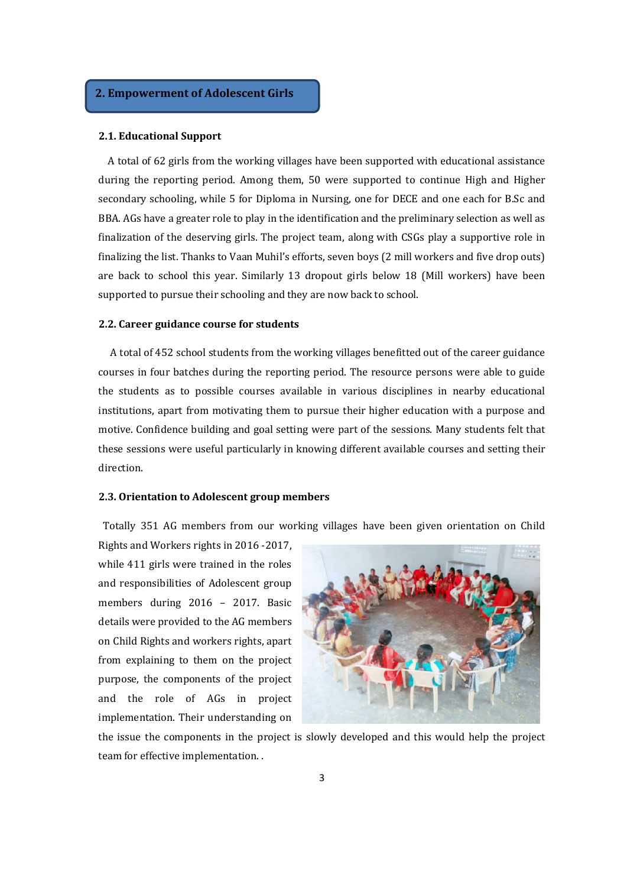## 2. Empowerment of Adolescent Girls

### 2.1. Educational Support

A total of 62 girls from the working villages have been supported with educational assistance during the reporting period. Among them, 50 were supported to continue High and Higher secondary schooling, while 5 for Diploma in Nursing, one for DECE and one each for B.Sc and BBA. AGs have a greater role to play in the identification and the preliminary selection as well as finalization of the deserving girls. The project team, along with CSGs play a supportive role in finalizing the list. Thanks to Vaan Muhil's efforts, seven boys (2 mill workers and five drop outs) are back to school this year. Similarly 13 dropout girls below 18 (Mill workers) have been supported to pursue their schooling and they are now back to school.

### 2.2. Career guidance course for students

A total of 452 school students from the working villages benefitted out of the career guidance courses in four batches during the reporting period. The resource persons were able to guide the students as to possible courses available in various disciplines in nearby educational institutions, apart from motivating them to pursue their higher education with a purpose and motive. Confidence building and goal setting were part of the sessions. Many students felt that these sessions were useful particularly in knowing different available courses and setting their direction.

### 2.3. Orientation to Adolescent group members

Totally 351 AG members from our working villages have been given orientation on Child Rights and Workers rights in 2016 -2017, while 411 girls were trained in the roles and responsibilities of Adolescent group members during 2016 – 2017. Basic details were provided to the AG members on Child Rights and workers rights, apart from explaining to them on the project purpose, the components of the project and the role of AGs in project implementation. Their understanding on the issue the components in the project is slowly developed and this would help the project team for effective implementation. .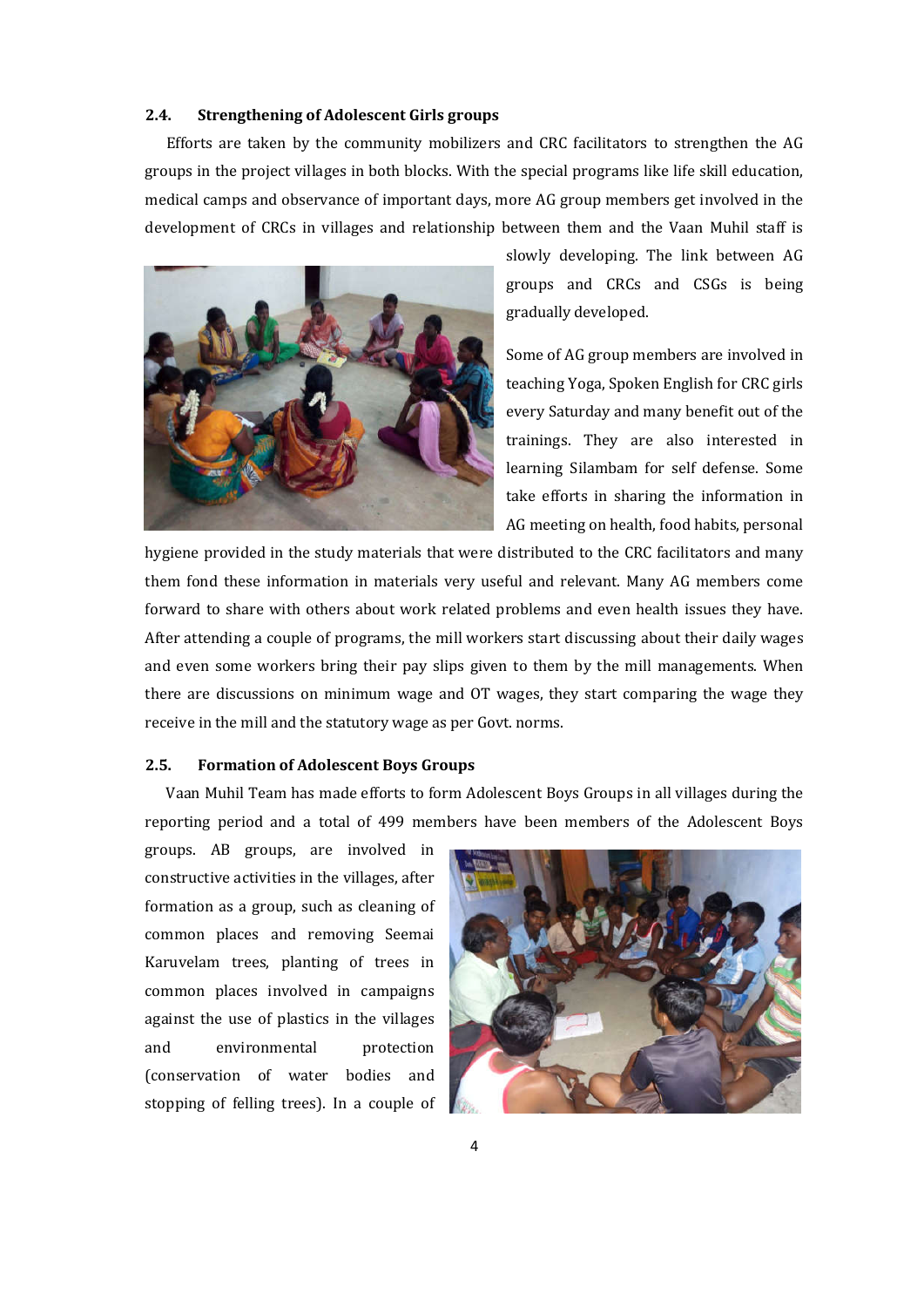## 2.4. Strengthening of Adolescent Girls groups

Efforts are taken by the community mobilizers and CRC facilitators to strengthen the AG groups in the project villages in both blocks. With the special programs like life skill education, medical camps and observance of important days, more AG group members get involved in the development of CRCs in villages and relationship between them and the Vaan Muhil staff is slowly developing. The link between AG groups and CRCs and CSGs is being gradually developed.

Some of AG group members are involved in teaching Yoga, Spoken English for CRC girls every Saturday and many benefit out of the trainings. They are also interested in learning Silambam for self defense. Some take efforts in sharing the information in AG meeting on health, food habits, personal hygiene provided in the study materials that were distributed to the CRC facilitators and many them fond these information in materials very useful and relevant. Many AG members come forward to share with others about work related problems and even health issues they have. After attending a couple of programs, the mill workers start discussing about their daily wages and even some workers bring their pay slips given to them by the mill managements. When there are discussions on minimum wage and OT wages, they start comparing the wage they receive in the mill and the statutory wage as per Govt. norms.

## 2.5. Formation of Adolescent Boys Groups

Vaan Muhil Team has made efforts to form Adolescent Boys Groups in all villages during the reporting period and a total of 499 members have been members of the Adolescent Boys groups. AB groups, are involved in constructive activities in the villages, after formation as a group, such as cleaning of common places and removing Seemai Karuvelam trees, planting of trees in common places involved in campaigns against the use of plastics in the villages and environmental protection (conservation of water bodies and stopping of felling trees). In a couple of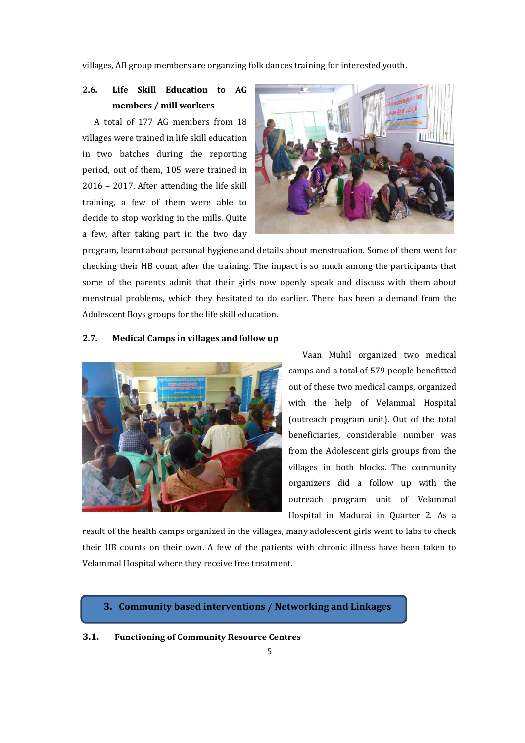villages, AB group members are organzing folk dances training for interested youth.

### 2.6. Life Skill Education to AG members / mill workers

A total of 177 AG members from 18 villages were trained in life skill education in two batches during the reporting period, out of them, 105 were trained in 2016 – 2017. After attending the life skill training, a few of them were able to decide to stop working in the mills. Quite a few, after taking part in the two day program, learnt about personal hygiene and details about menstruation. Some of them went for checking their HB count after the training. The impact is so much among the participants that some of the parents admit that their girls now openly speak and discuss with them about menstrual problems, which they hesitated to do earlier. There has been a demand from the Adolescent Boys groups for the life skill education.

### 2.7. Medical Camps in villages and follow up

Vaan Muhil organized two medical camps and a total of 579 people benefitted out of these two medical camps, organized with the help of Velammal Hospital (outreach program unit). Out of the total beneficiaries, considerable number was from the Adolescent girls groups from the villages in both blocks. The community organizers did a follow up with the outreach program unit of Velammal Hospital in Madurai in Quarter 2. As a result of the health camps organized in the villages, many adolescent girls went to labs to check their HB counts on their own. A few of the patients with chronic illness have been taken to Velammal Hospital where they receive free treatment.

## 3. Community based interventions / Networking and Linkages

### 3.1. Functioning of Community Resource Centres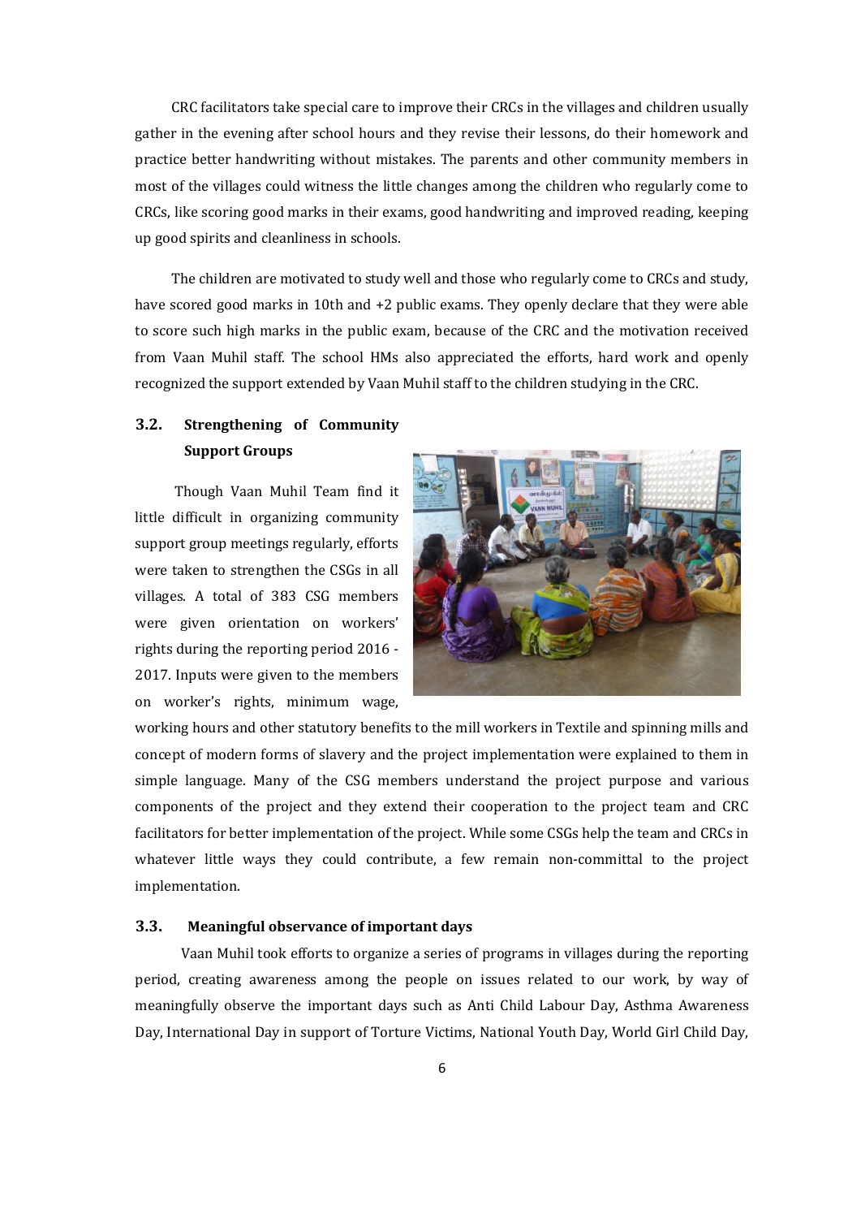CRC facilitators take special care to improve their CRCs in the villages and children usually gather in the evening after school hours and they revise their lessons, do their homework and practice better handwriting without mistakes. The parents and other community members in most of the villages could witness the little changes among the children who regularly come to CRCs, like scoring good marks in their exams, good handwriting and improved reading, keeping up good spirits and cleanliness in schools.

The children are motivated to study well and those who regularly come to CRCs and study, have scored good marks in 10th and +2 public exams. They openly declare that they were able to score such high marks in the public exam, because of the CRC and the motivation received from Vaan Muhil staff. The school HMs also appreciated the efforts, hard work and openly recognized the support extended by Vaan Muhil staff to the children studying in the CRC.

### 3.2. Strengthening of Community Support Groups

Though Vaan Muhil Team find it little difficult in organizing community support group meetings regularly, efforts were taken to strengthen the CSGs in all villages. A total of 383 CSG members were given orientation on workers' rights during the reporting period 2016 - 2017. Inputs were given to the members on worker's rights, minimum wage, working hours and other statutory benefits to the mill workers in Textile and spinning mills and concept of modern forms of slavery and the project implementation were explained to them in simple language. Many of the CSG members understand the project purpose and various components of the project and they extend their cooperation to the project team and CRC facilitators for better implementation of the project. While some CSGs help the team and CRCs in whatever little ways they could contribute, a few remain non-committal to the project implementation.

### 3.3. Meaningful observance of important days

Vaan Muhil took efforts to organize a series of programs in villages during the reporting period, creating awareness among the people on issues related to our work, by way of meaningfully observe the important days such as Anti Child Labour Day, Asthma Awareness Day, International Day in support of Torture Victims, National Youth Day, World Girl Child Day,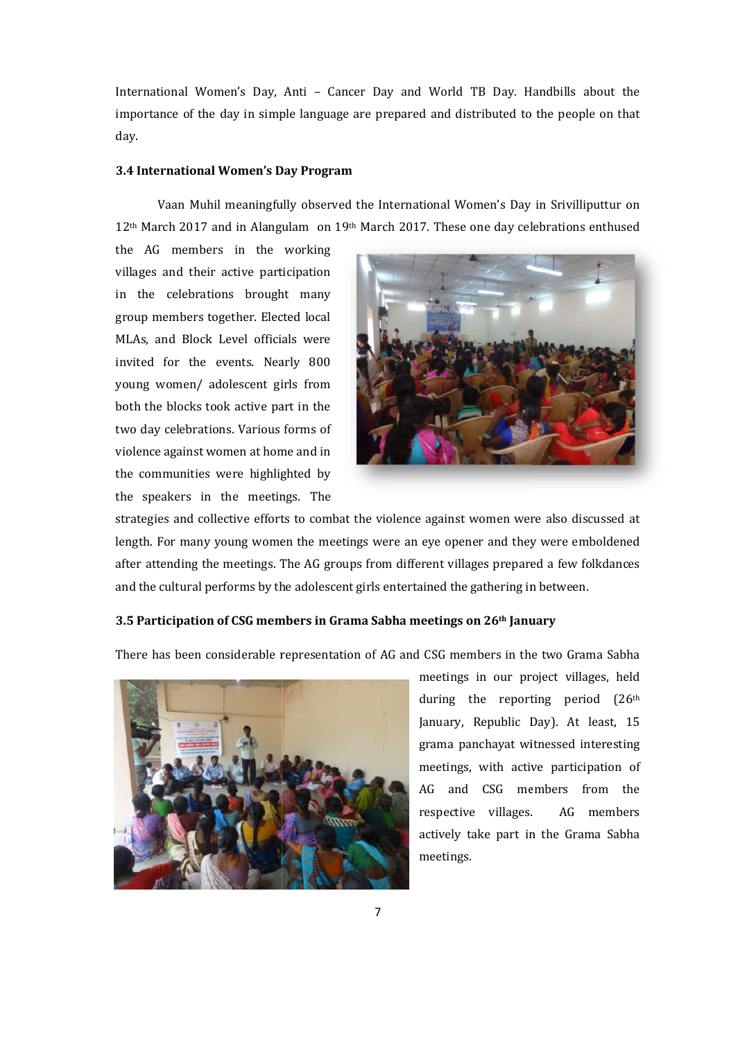International Women's Day, Anti – Cancer Day and World TB Day. Handbills about the importance of the day in simple language are prepared and distributed to the people on that day.

### 3.4 International Women's Day Program

Vaan Muhil meaningfully observed the International Women's Day in Srivilliputtur on 12th March 2017 and in Alangulam on 19th March 2017. These one day celebrations enthused the AG members in the working villages and their active participation in the celebrations brought many group members together. Elected local MLAs, and Block Level officials were invited for the events. Nearly 800 young women/ adolescent girls from both the blocks took active part in the two day celebrations. Various forms of violence against women at home and in the communities were highlighted by the speakers in the meetings. The strategies and collective efforts to combat the violence against women were also discussed at length. For many young women the meetings were an eye opener and they were emboldened after attending the meetings. The AG groups from different villages prepared a few folkdances and the cultural performs by the adolescent girls entertained the gathering in between.

### 3.5 Participation of CSG members in Grama Sabha meetings on 26th January

There has been considerable representation of AG and CSG members in the two Grama Sabha meetings in our project villages, held during the reporting period (26th January, Republic Day). At least, 15 grama panchayat witnessed interesting meetings, with active participation of AG and CSG members from the respective villages. AG members actively take part in the Grama Sabha meetings.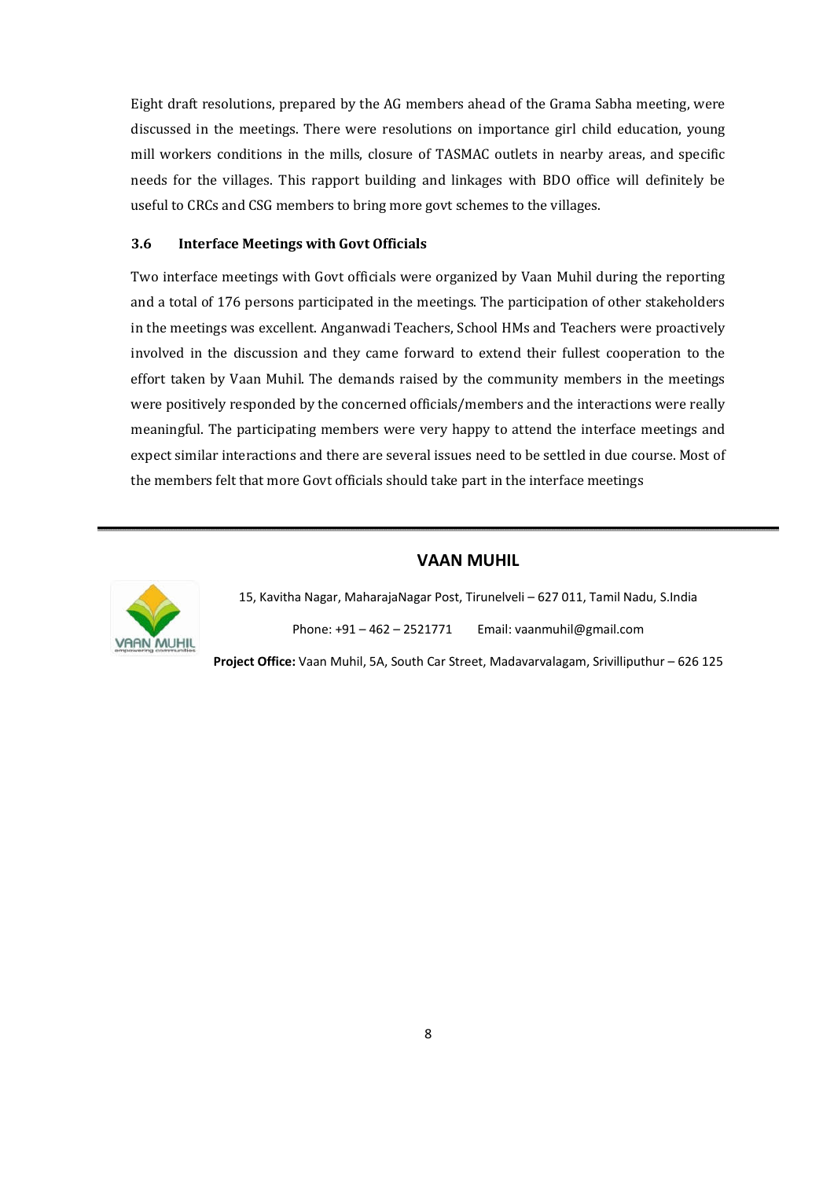Eight draft resolutions, prepared by the AG members ahead of the Grama Sabha meeting, were discussed in the meetings. There were resolutions on importance girl child education, young mill workers conditions in the mills, closure of TASMAC outlets in nearby areas, and specific needs for the villages. This rapport building and linkages with BDO office will definitely be useful to CRCs and CSG members to bring more govt schemes to the villages.

### 3.6 Interface Meetings with Govt Officials

Two interface meetings with Govt officials were organized by Vaan Muhil during the reporting and a total of 176 persons participated in the meetings. The participation of other stakeholders in the meetings was excellent. Anganwadi Teachers, School HMs and Teachers were proactively involved in the discussion and they came forward to extend their fullest cooperation to the effort taken by Vaan Muhil. The demands raised by the community members in the meetings were positively responded by the concerned officials/members and the interactions were really meaningful. The participating members were very happy to attend the interface meetings and expect similar interactions and there are several issues need to be settled in due course. Most of the members felt that more Govt officials should take part in the interface meetings

---

**VAAN MUHIL**

15, Kavitha Nagar, MaharajaNagar Post, Tirunelveli – 627 011, Tamil Nadu, S.India

Phone: +91 – 462 – 2521771 Email: vaanmuhil@gmail.com

**Project Office:** Vaan Muhil, 5A, South Car Street, Madavarvalagam, Srivilliputhur – 626 125